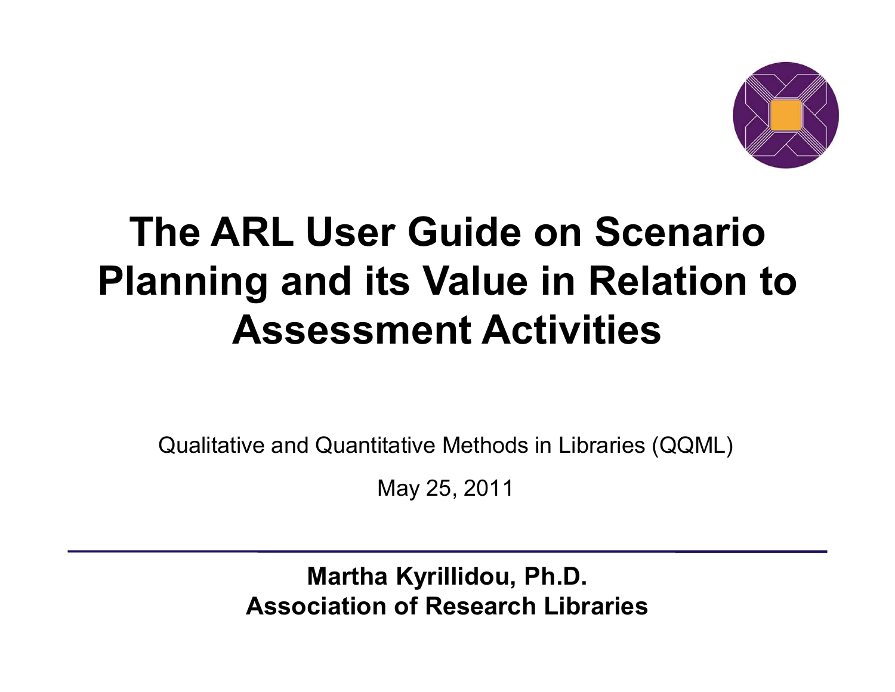# The ARL User Guide on Scenario Planning and its Value in Relation to Assessment Activities

Qualitative and Quantitative Methods in Libraries (QQML)

May 25, 2011

---

**Martha Kyrillidou, Ph.D.**
**Association of Research Libraries**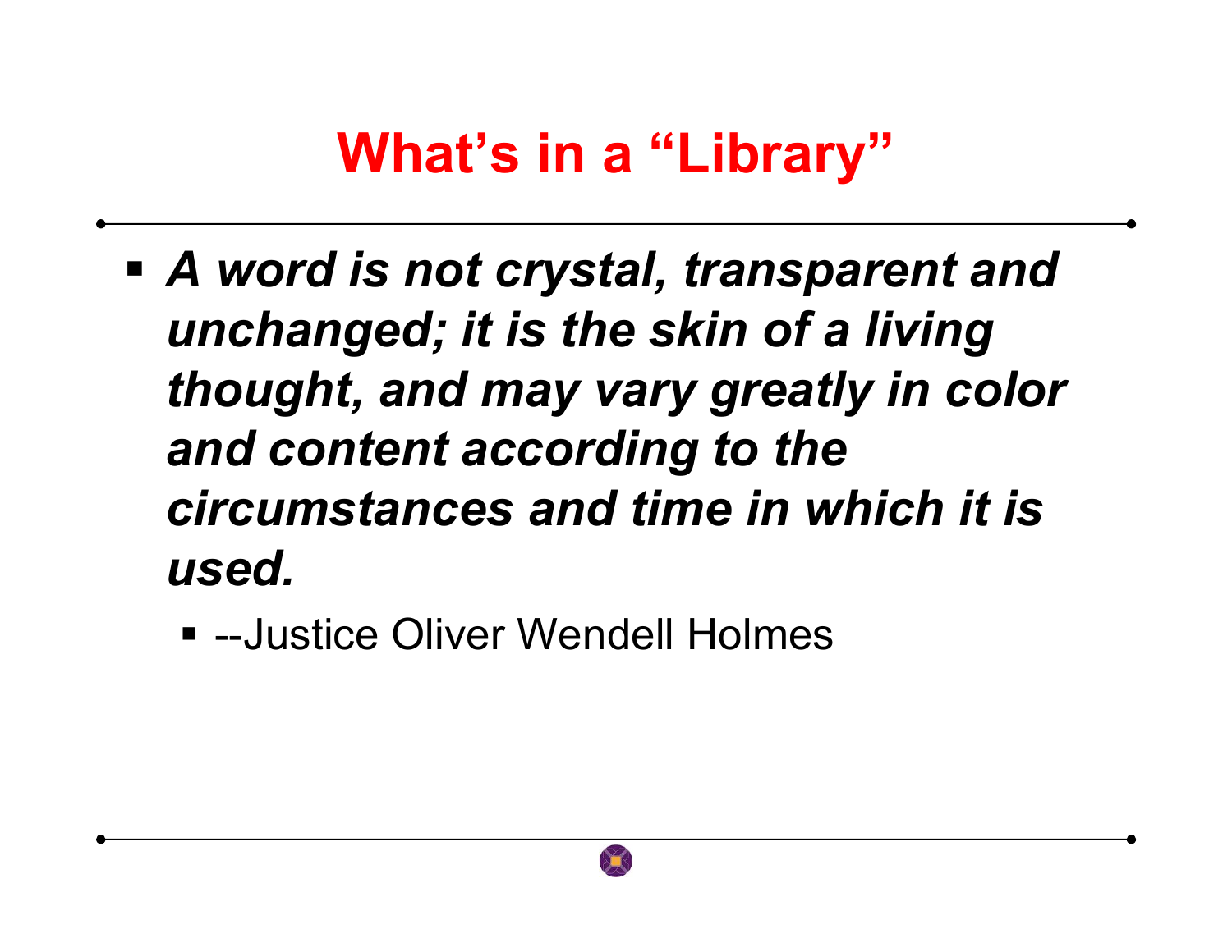# What's in a "Library"

- ***A word is not crystal, transparent and unchanged; it is the skin of a living thought, and may vary greatly in color and content according to the circumstances and time in which it is used.***
  - --Justice Oliver Wendell Holmes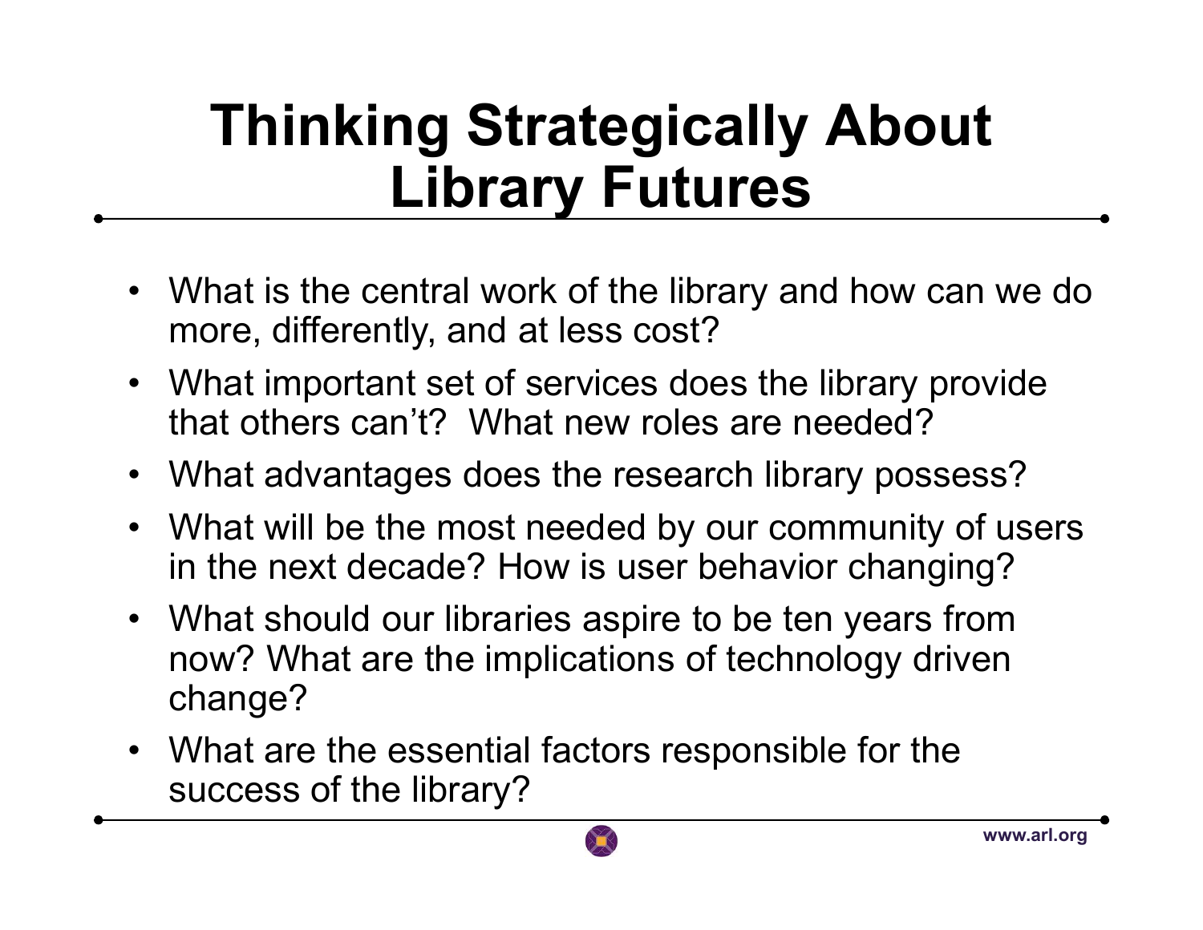# Thinking Strategically About Library Futures

- What is the central work of the library and how can we do more, differently, and at less cost?
- What important set of services does the library provide that others can't? What new roles are needed?
- What advantages does the research library possess?
- What will be the most needed by our community of users in the next decade? How is user behavior changing?
- What should our libraries aspire to be ten years from now? What are the implications of technology driven change?
- What are the essential factors responsible for the success of the library?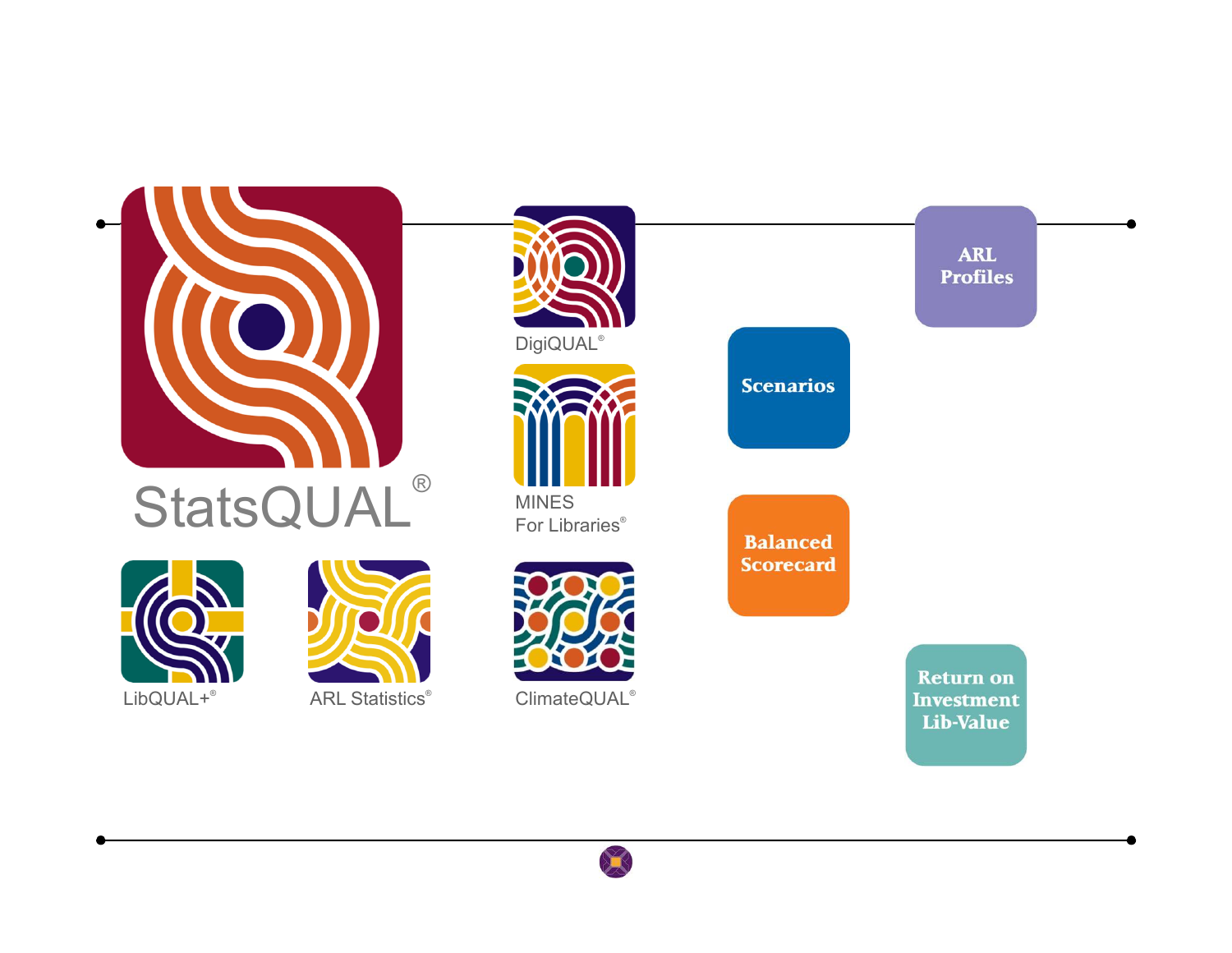StatsQUAL®

DigiQUAL®

MINES For Libraries®

LibQUAL+®

ARL Statistics®

ClimateQUAL®

ARL Profiles

Scenarios

Balanced Scorecard

Return on Investment Lib-Value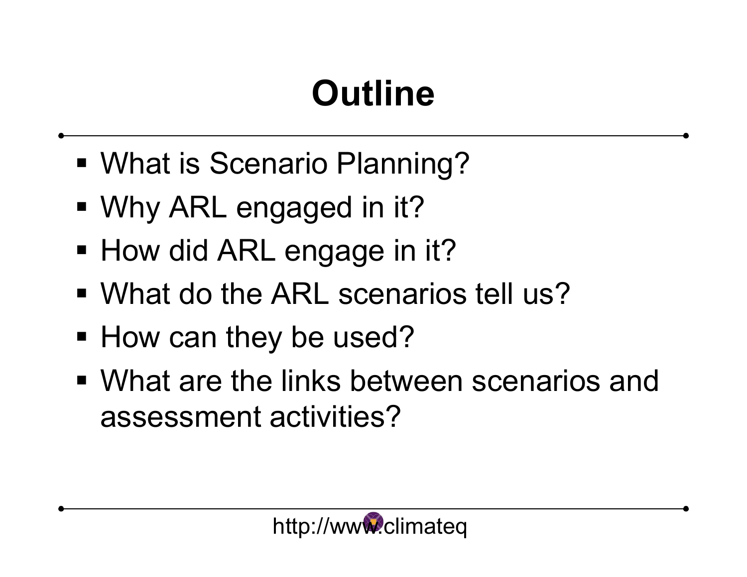# Outline

- What is Scenario Planning?
- Why ARL engaged in it?
- How did ARL engage in it?
- What do the ARL scenarios tell us?
- How can they be used?
- What are the links between scenarios and assessment activities?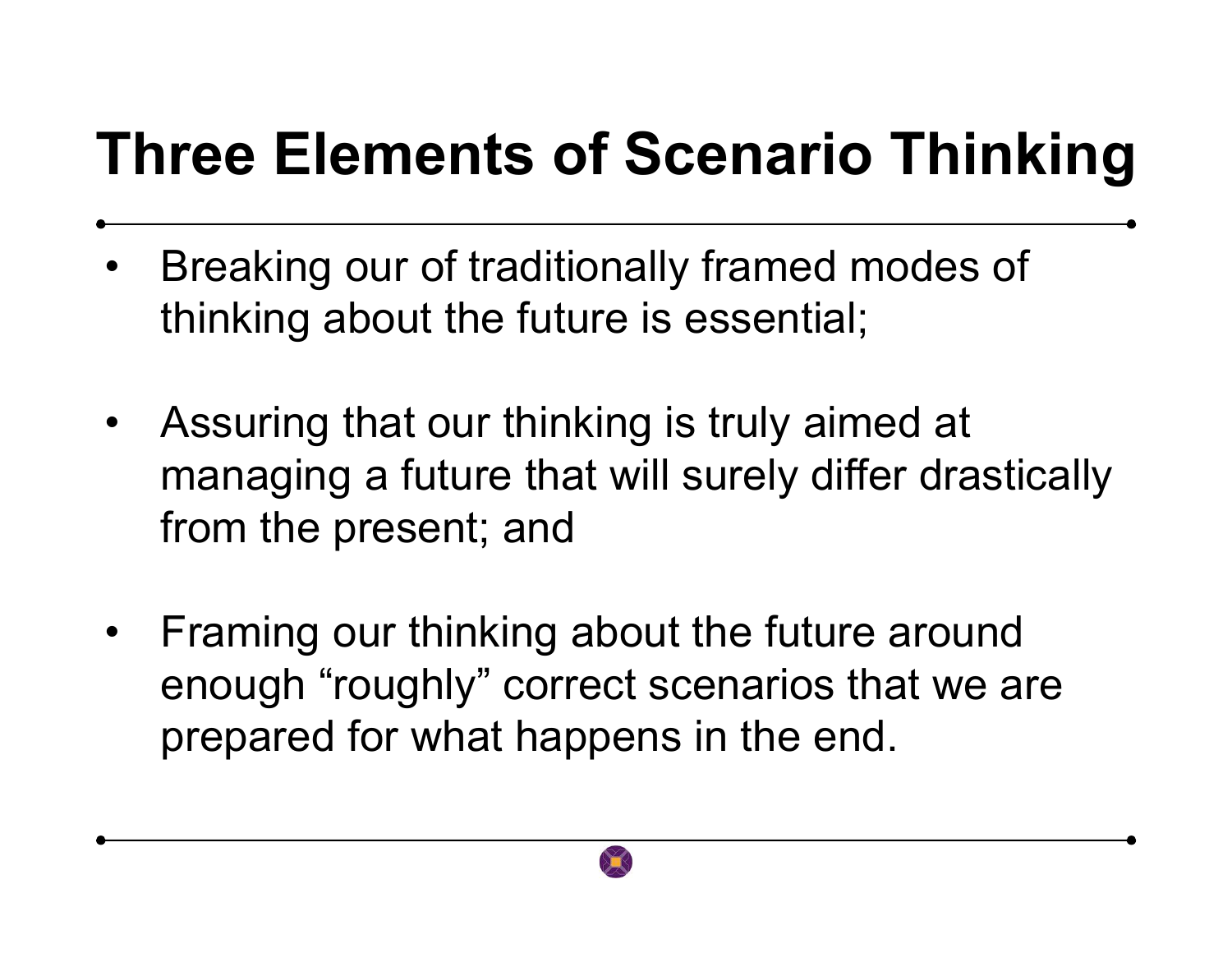# Three Elements of Scenario Thinking

- Breaking our of traditionally framed modes of thinking about the future is essential;
- Assuring that our thinking is truly aimed at managing a future that will surely differ drastically from the present; and
- Framing our thinking about the future around enough “roughly” correct scenarios that we are prepared for what happens in the end.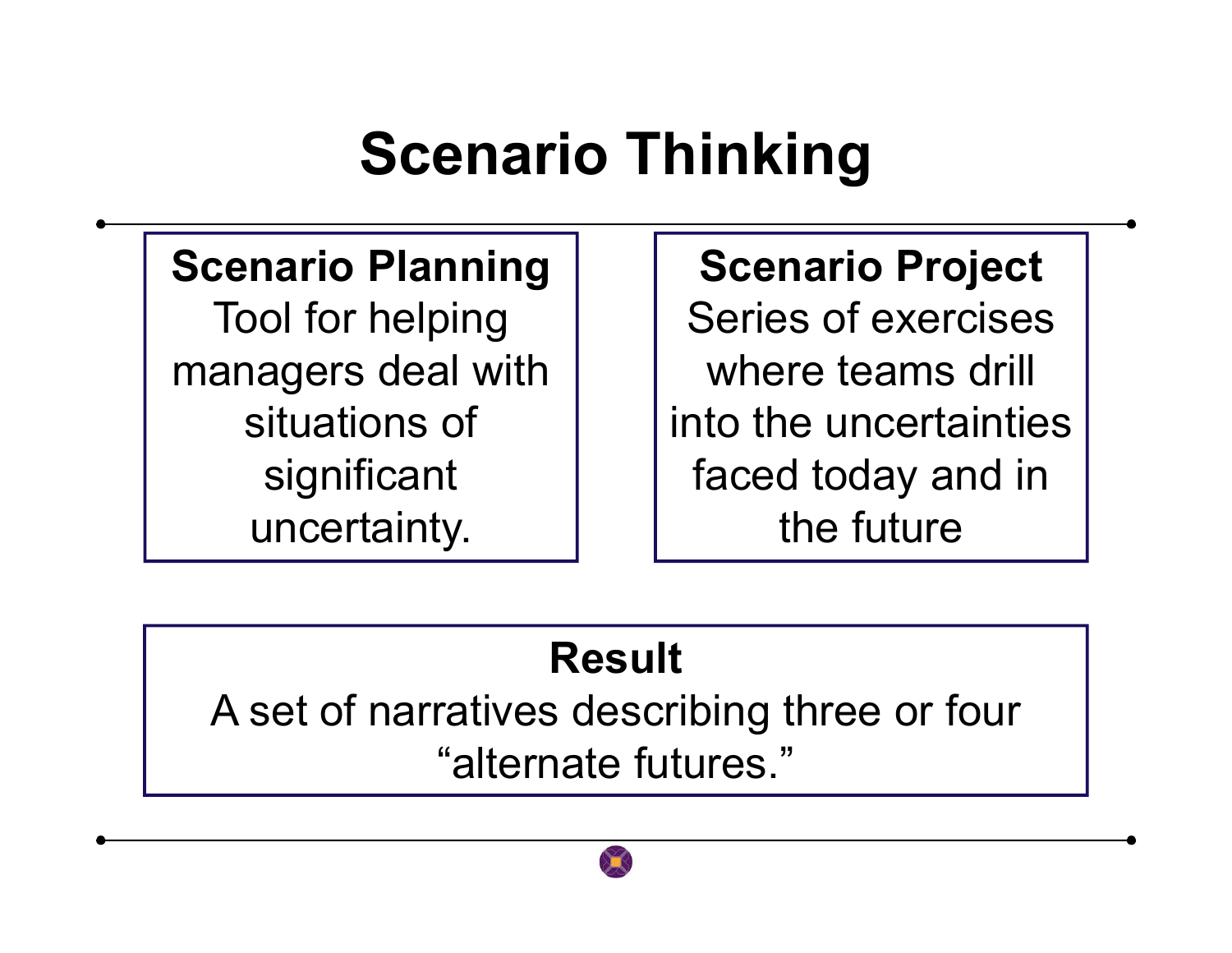# Scenario Thinking

**Scenario Planning**
Tool for helping managers deal with situations of significant uncertainty.

**Scenario Project**
Series of exercises where teams drill into the uncertainties faced today and in the future

**Result**
A set of narratives describing three or four "alternate futures."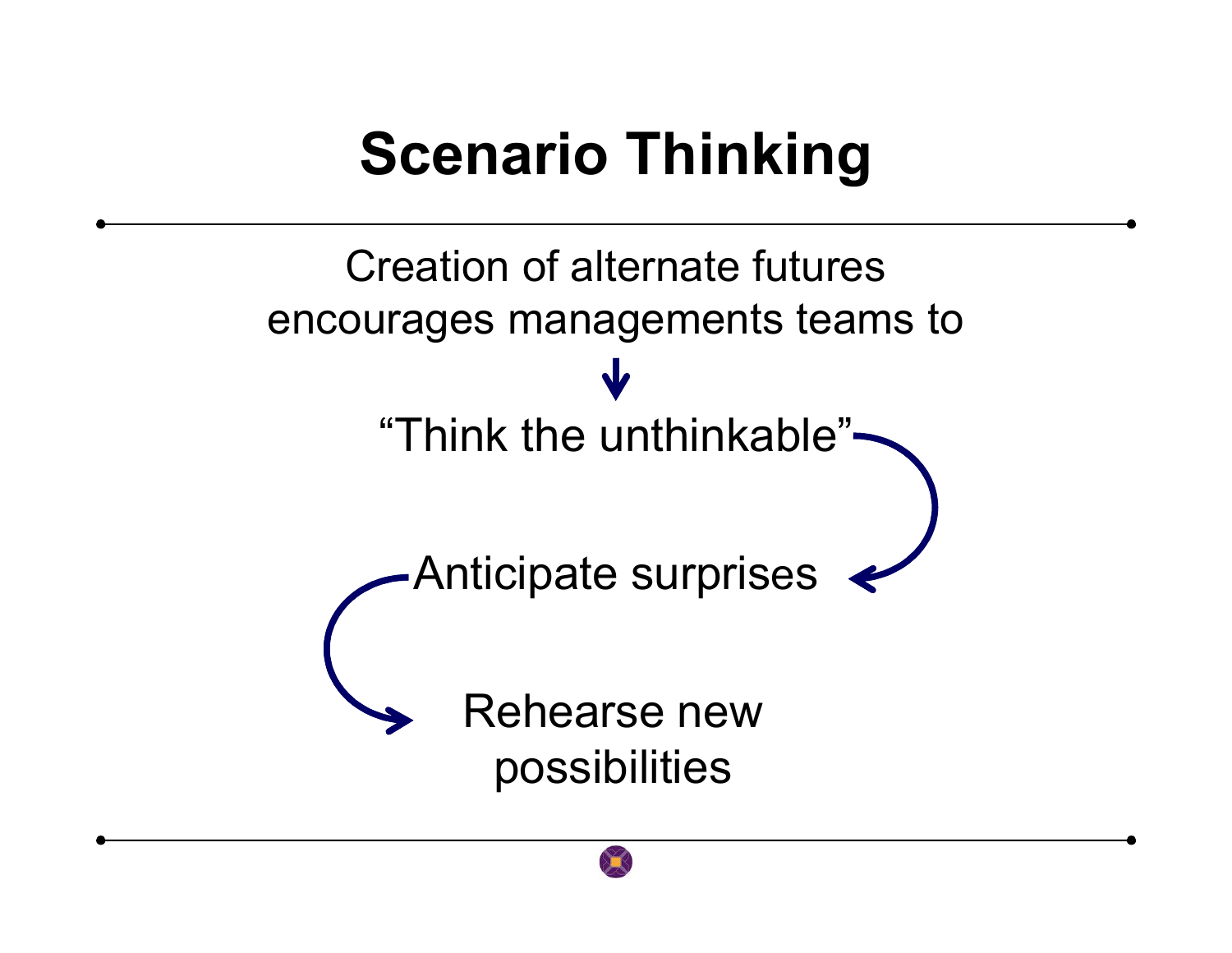# Scenario Thinking

Creation of alternate futures encourages managements teams to

"Think the unthinkable"

Anticipate surprises

Rehearse new possibilities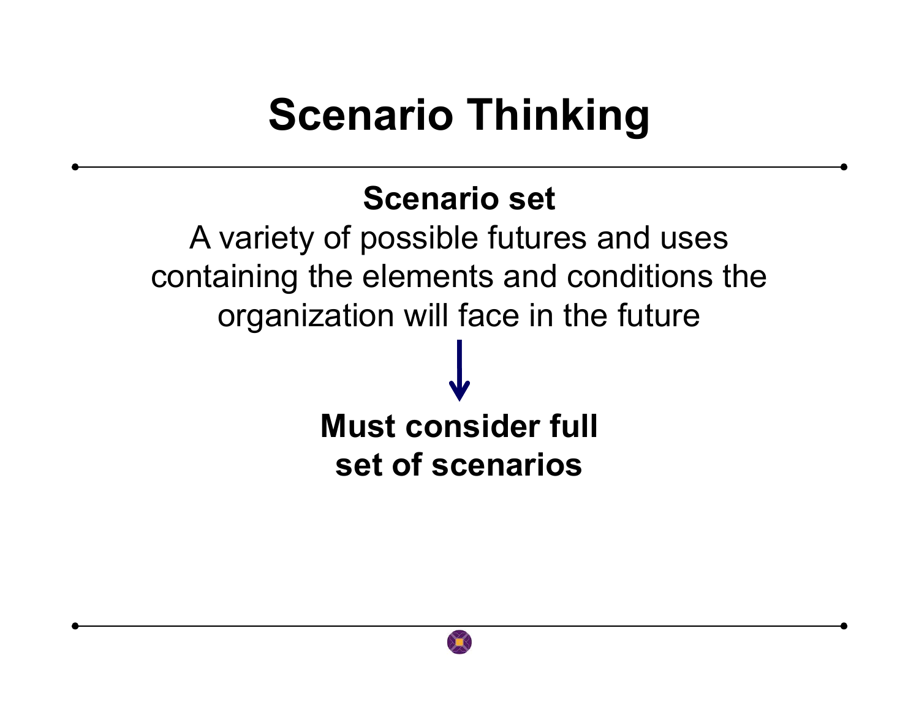# Scenario Thinking

**Scenario set**

A variety of possible futures and uses containing the elements and conditions the organization will face in the future

↓

**Must consider full set of scenarios**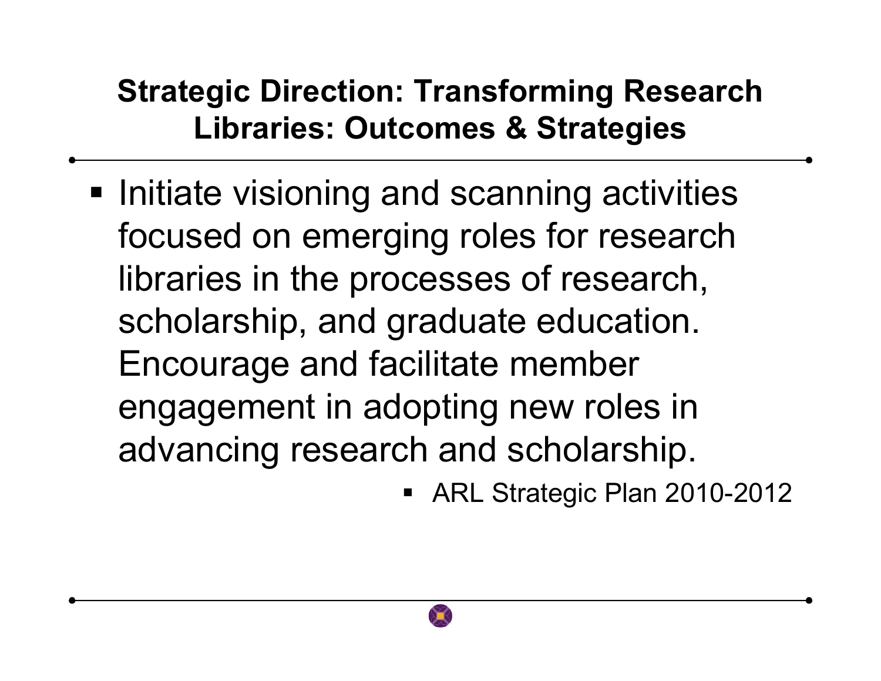## Strategic Direction: Transforming Research Libraries: Outcomes & Strategies

- Initiate visioning and scanning activities focused on emerging roles for research libraries in the processes of research, scholarship, and graduate education. Encourage and facilitate member engagement in adopting new roles in advancing research and scholarship.
  - ARL Strategic Plan 2010-2012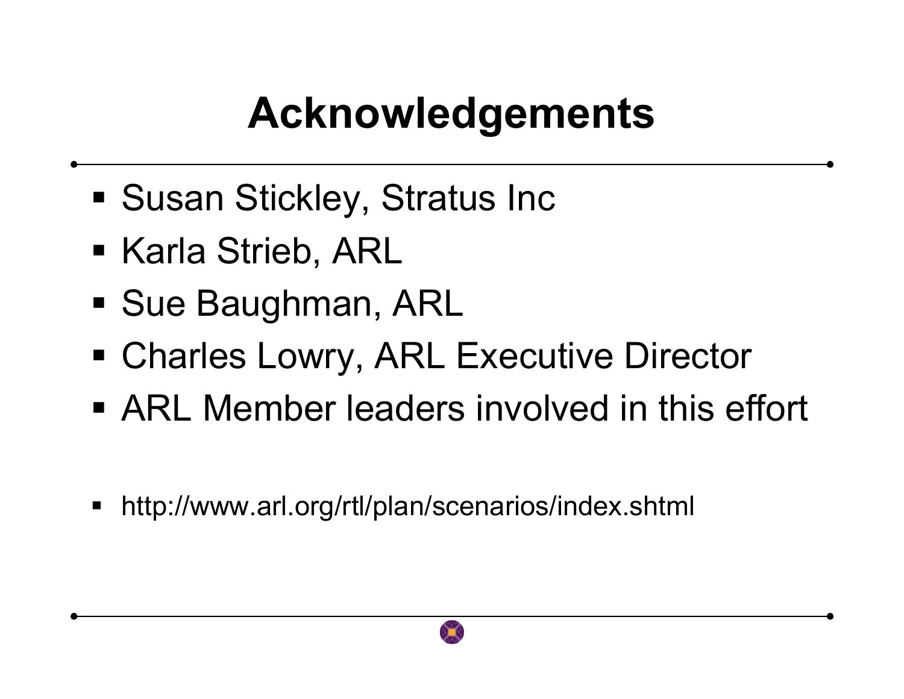# Acknowledgements

- Susan Stickley, Stratus Inc
- Karla Strieb, ARL
- Sue Baughman, ARL
- Charles Lowry, ARL Executive Director
- ARL Member leaders involved in this effort

- http://www.arl.org/rtl/plan/scenarios/index.shtml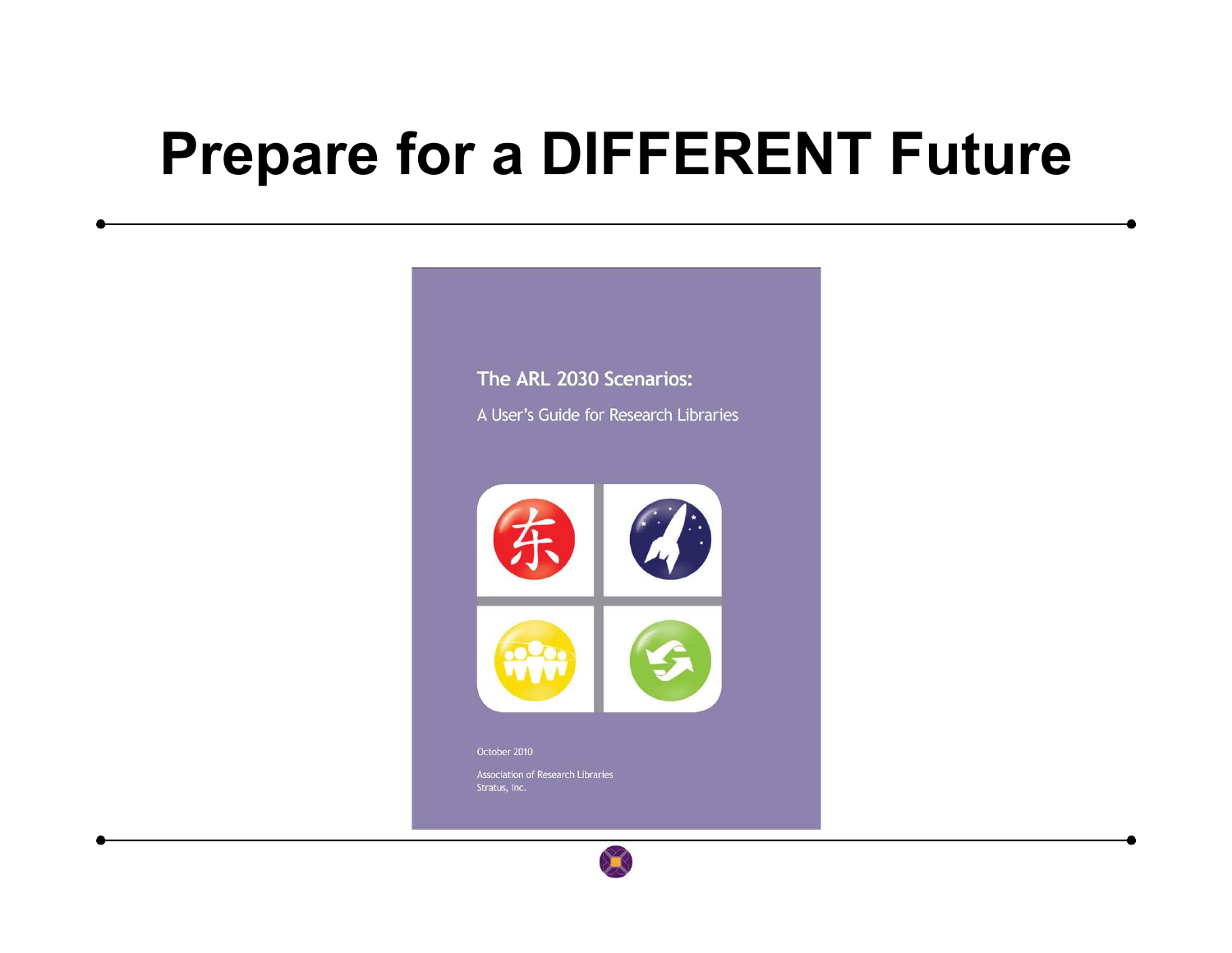# Prepare for a DIFFERENT Future

The ARL 2030 Scenarios:

A User's Guide for Research Libraries

October 2010

Association of Research Libraries
Stratus, Inc.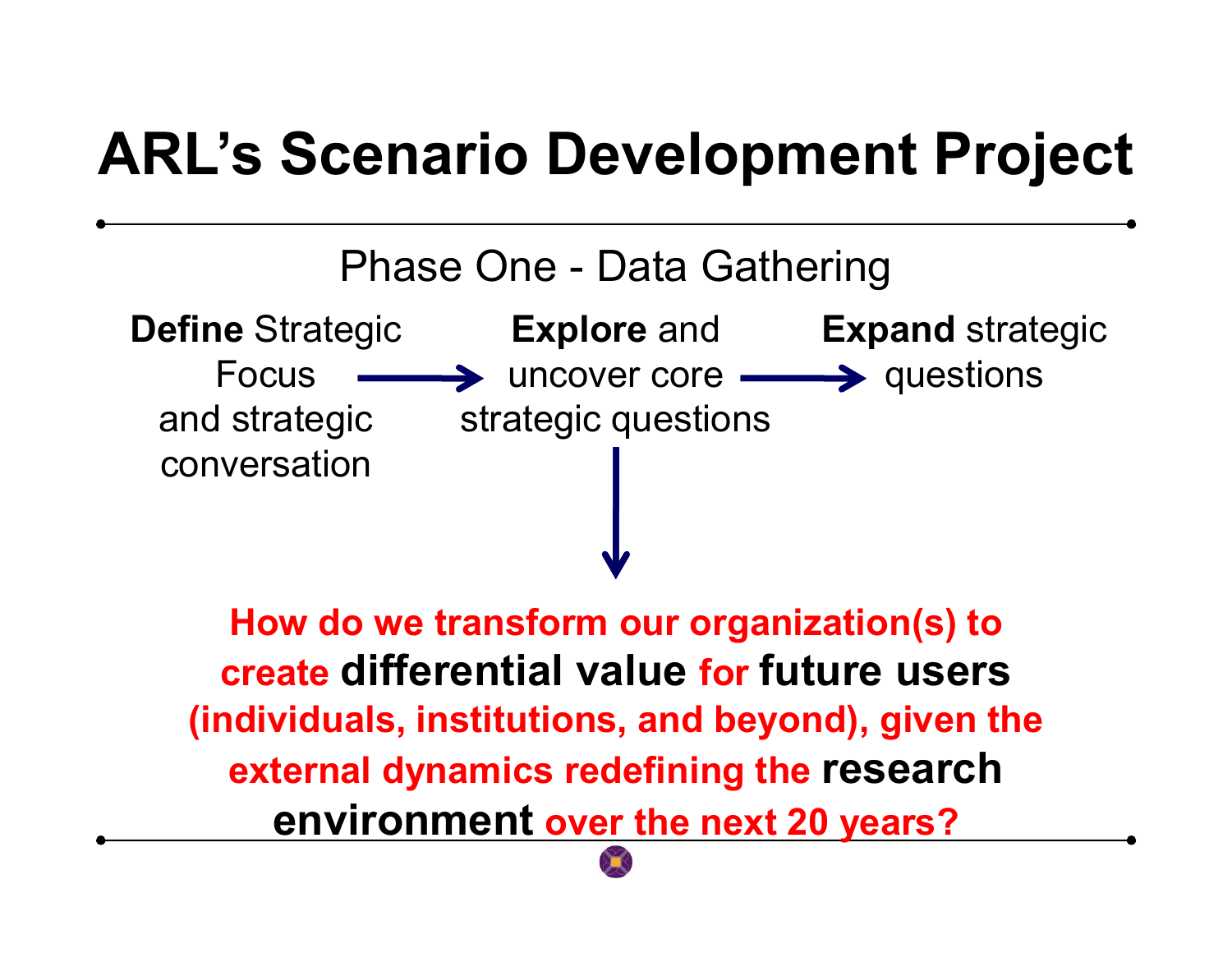# ARL's Scenario Development Project

Phase One - Data Gathering

**Define** Strategic Focus and strategic conversation → **Explore** and uncover core strategic questions → **Expand** strategic questions

**How do we transform our organization(s) to create differential value for future users (individuals, institutions, and beyond), given the external dynamics redefining the research environment over the next 20 years?**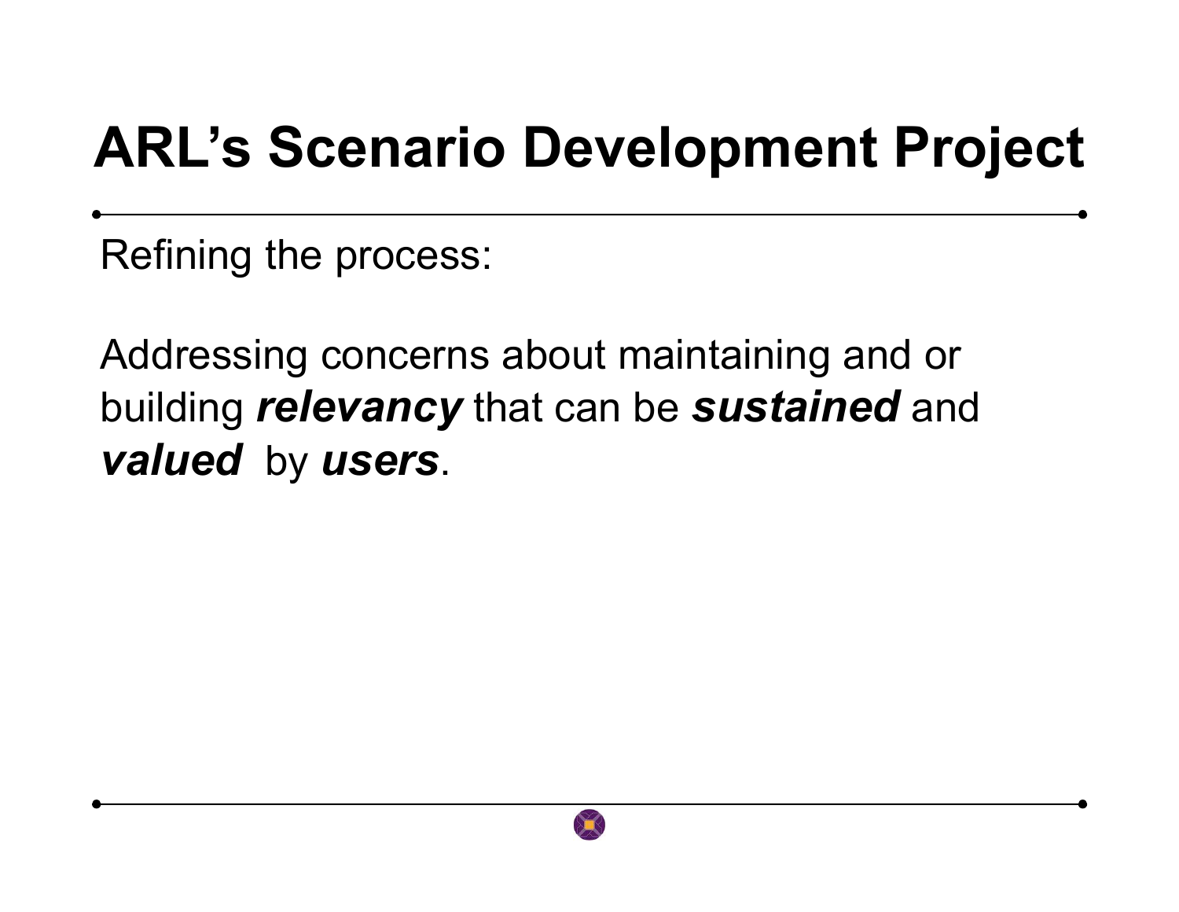# ARL's Scenario Development Project

Refining the process:

Addressing concerns about maintaining and or building ***relevancy*** that can be ***sustained*** and ***valued*** by ***users***.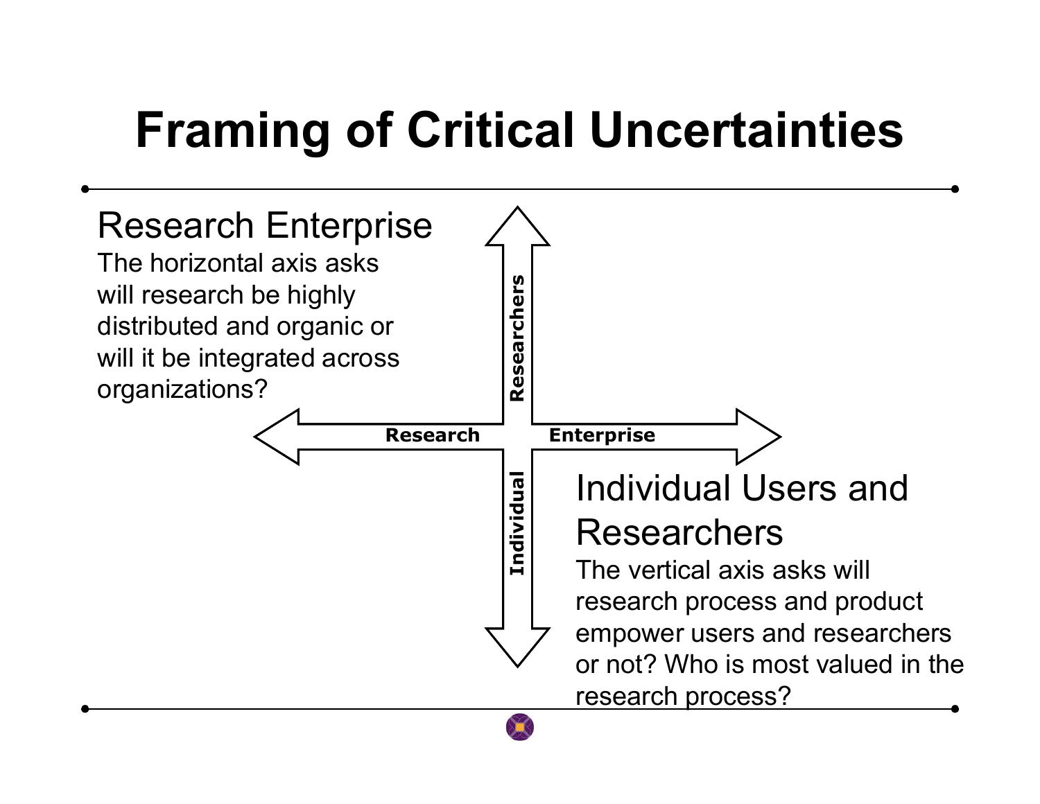# Framing of Critical Uncertainties

## Research Enterprise

The horizontal axis asks will research be highly distributed and organic or will it be integrated across organizations?

Researchers

Research

Enterprise

Individual

## Individual Users and Researchers

The vertical axis asks will research process and product empower users and researchers or not? Who is most valued in the research process?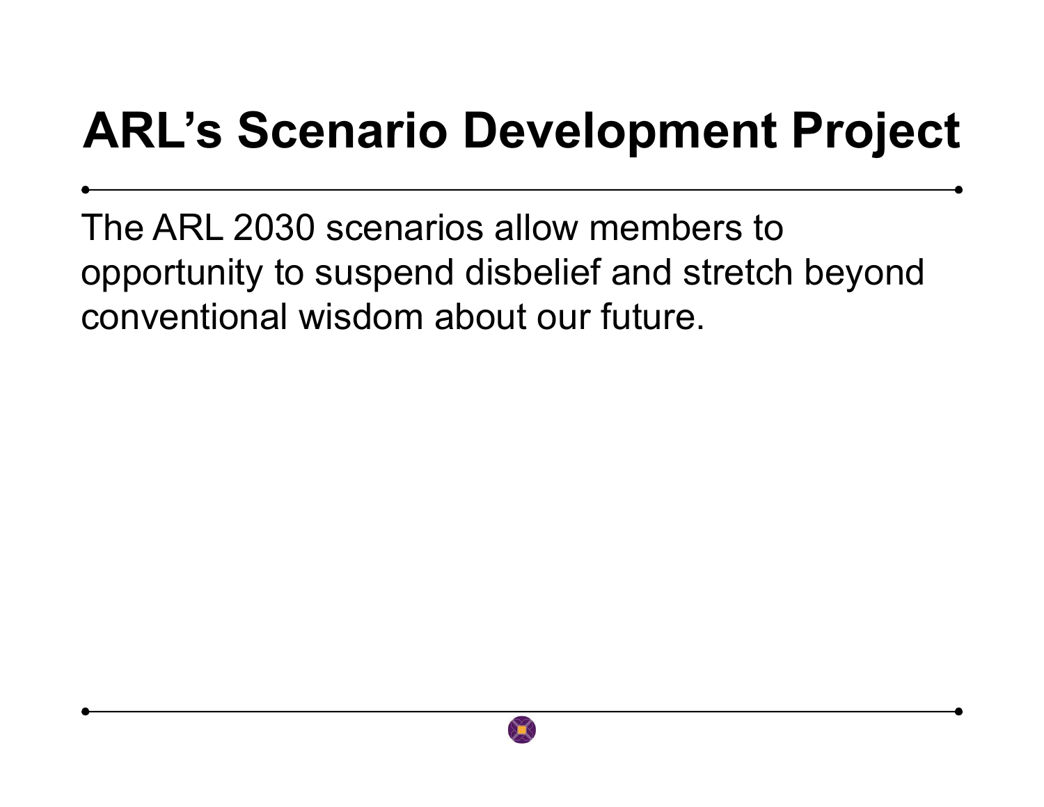# ARL's Scenario Development Project

The ARL 2030 scenarios allow members to opportunity to suspend disbelief and stretch beyond conventional wisdom about our future.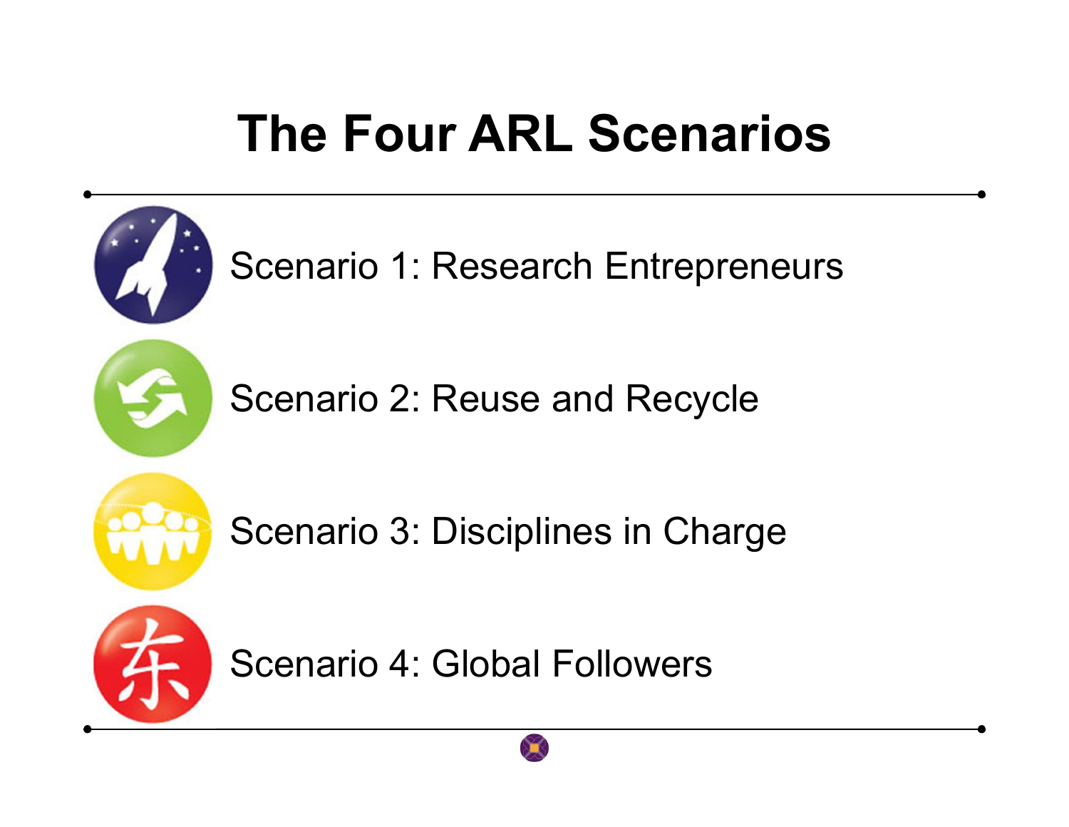# The Four ARL Scenarios

- Scenario 1: Research Entrepreneurs
- Scenario 2: Reuse and Recycle
- Scenario 3: Disciplines in Charge
- Scenario 4: Global Followers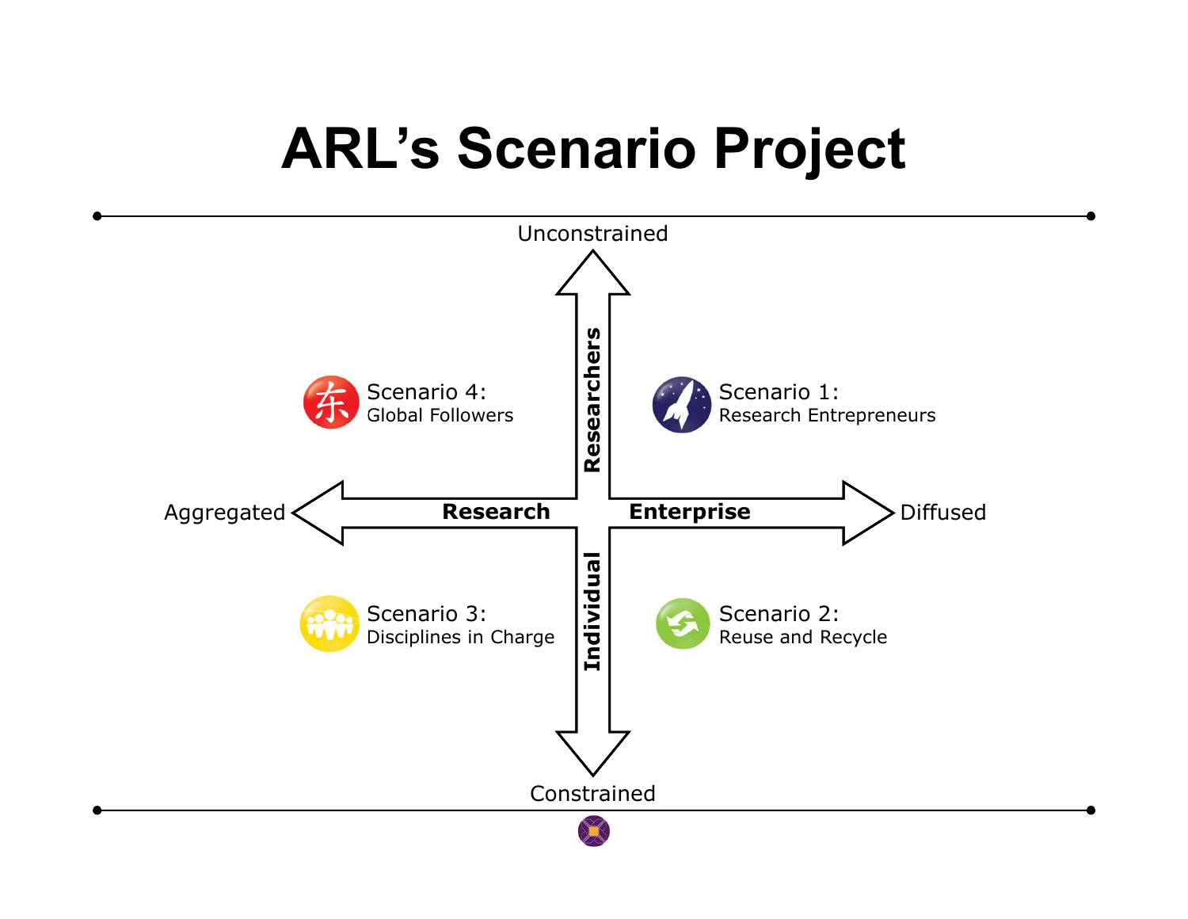# ARL's Scenario Project

Unconstrained

Researchers

Scenario 4:
Global Followers

Scenario 1:
Research Entrepreneurs

Aggregated

**Research**

**Enterprise**

Diffused

Individual

Scenario 3:
Disciplines in Charge

Scenario 2:
Reuse and Recycle

Constrained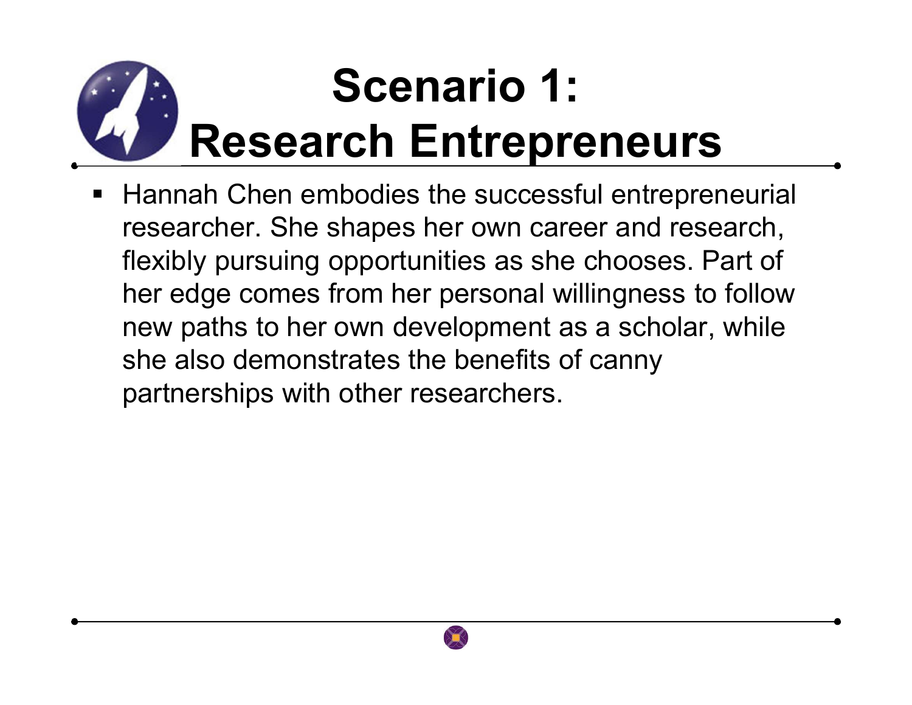# Scenario 1: Research Entrepreneurs

- Hannah Chen embodies the successful entrepreneurial researcher. She shapes her own career and research, flexibly pursuing opportunities as she chooses. Part of her edge comes from her personal willingness to follow new paths to her own development as a scholar, while she also demonstrates the benefits of canny partnerships with other researchers.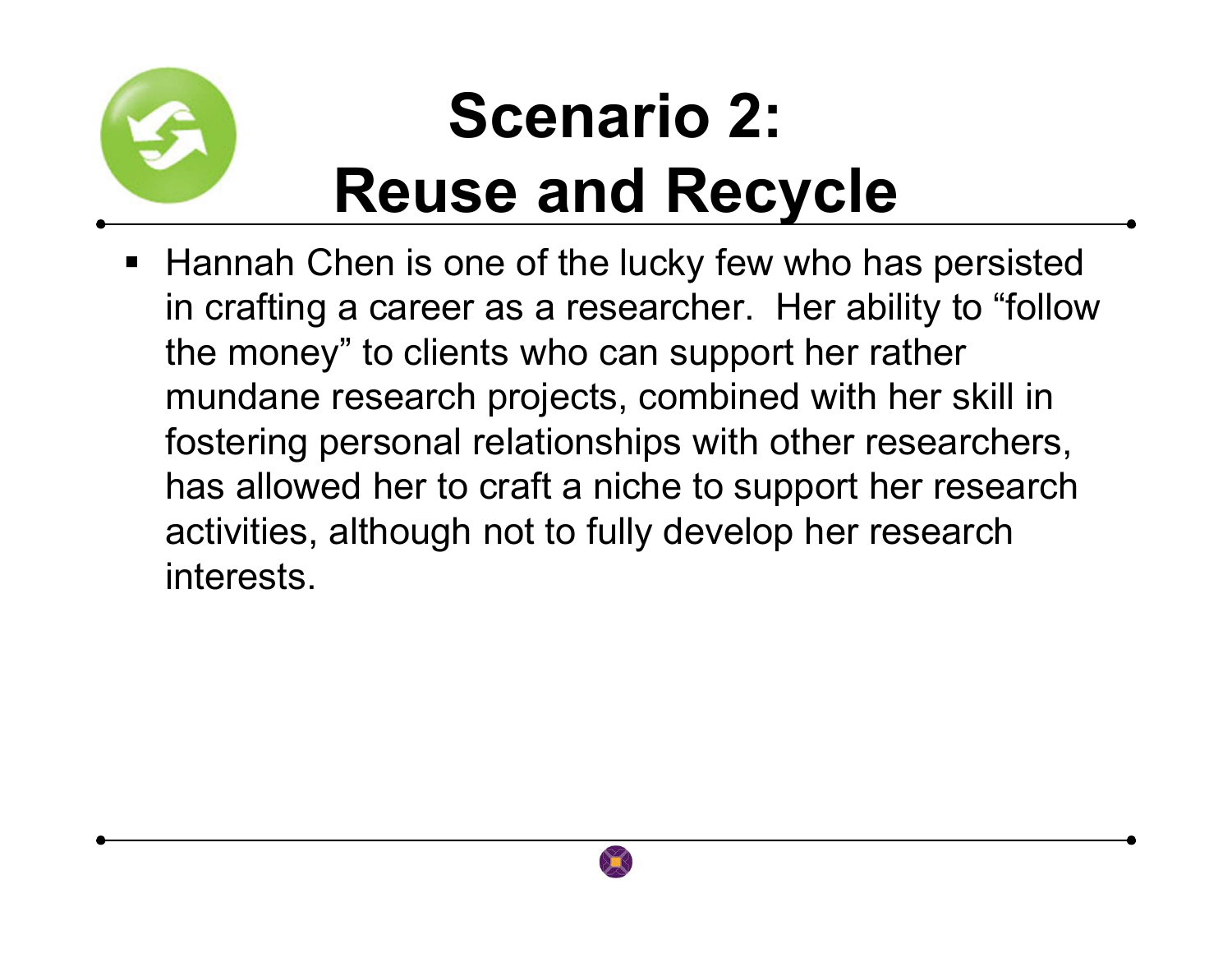# Scenario 2: Reuse and Recycle

- Hannah Chen is one of the lucky few who has persisted in crafting a career as a researcher. Her ability to "follow the money" to clients who can support her rather mundane research projects, combined with her skill in fostering personal relationships with other researchers, has allowed her to craft a niche to support her research activities, although not to fully develop her research interests.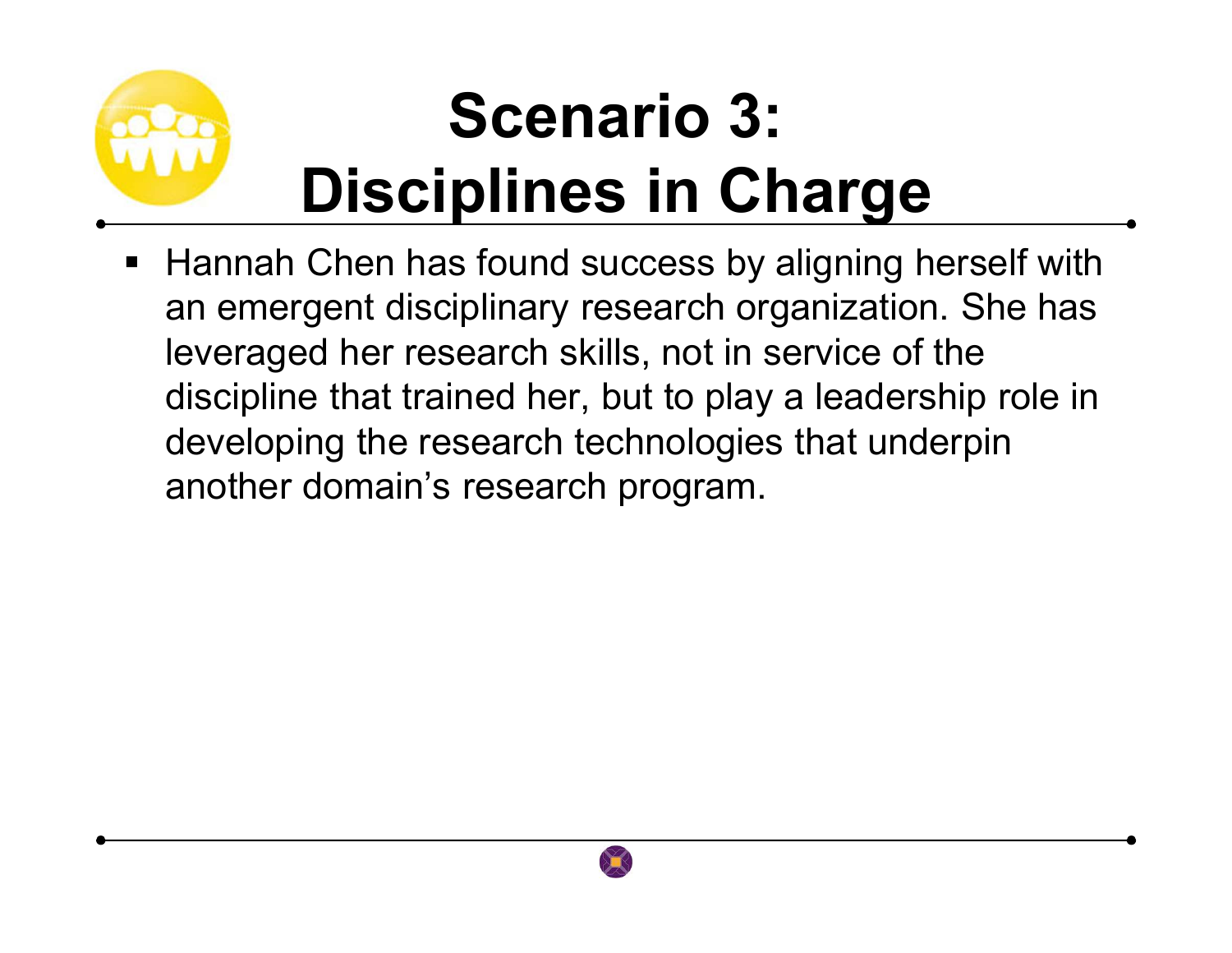# Scenario 3: Disciplines in Charge

- Hannah Chen has found success by aligning herself with an emergent disciplinary research organization. She has leveraged her research skills, not in service of the discipline that trained her, but to play a leadership role in developing the research technologies that underpin another domain's research program.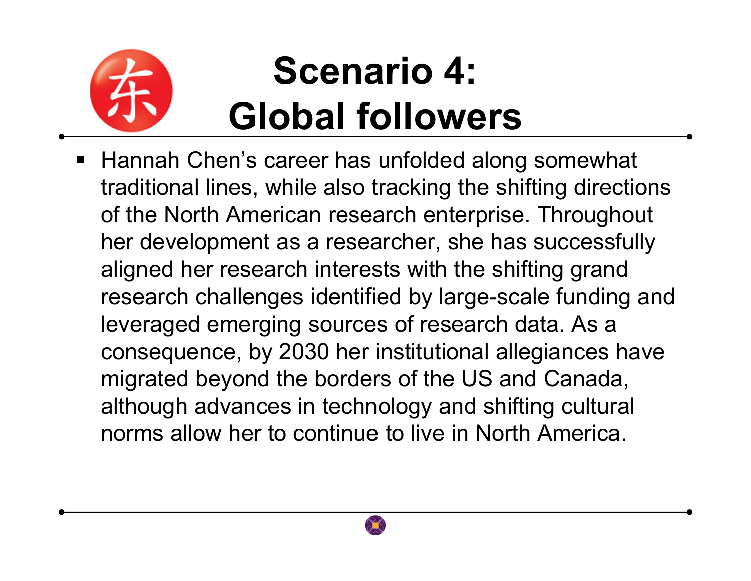# Scenario 4: Global followers

- Hannah Chen's career has unfolded along somewhat traditional lines, while also tracking the shifting directions of the North American research enterprise. Throughout her development as a researcher, she has successfully aligned her research interests with the shifting grand research challenges identified by large-scale funding and leveraged emerging sources of research data. As a consequence, by 2030 her institutional allegiances have migrated beyond the borders of the US and Canada, although advances in technology and shifting cultural norms allow her to continue to live in North America.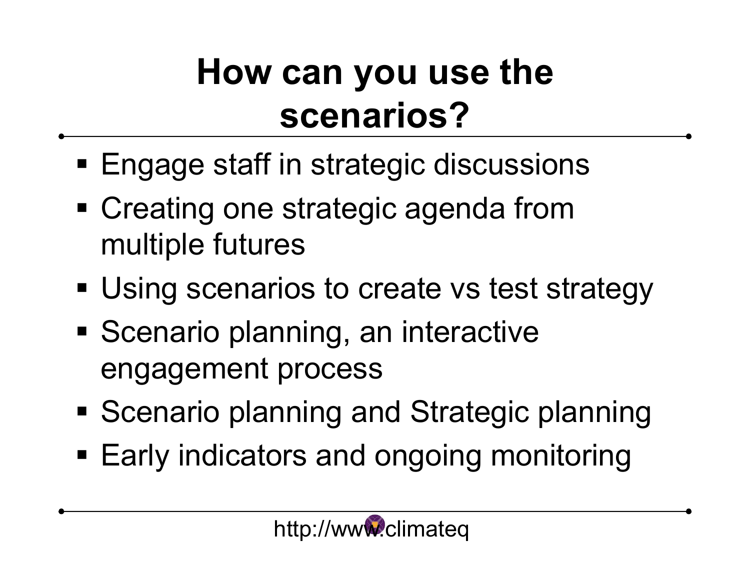# How can you use the scenarios?

- Engage staff in strategic discussions
- Creating one strategic agenda from multiple futures
- Using scenarios to create vs test strategy
- Scenario planning, an interactive engagement process
- Scenario planning and Strategic planning
- Early indicators and ongoing monitoring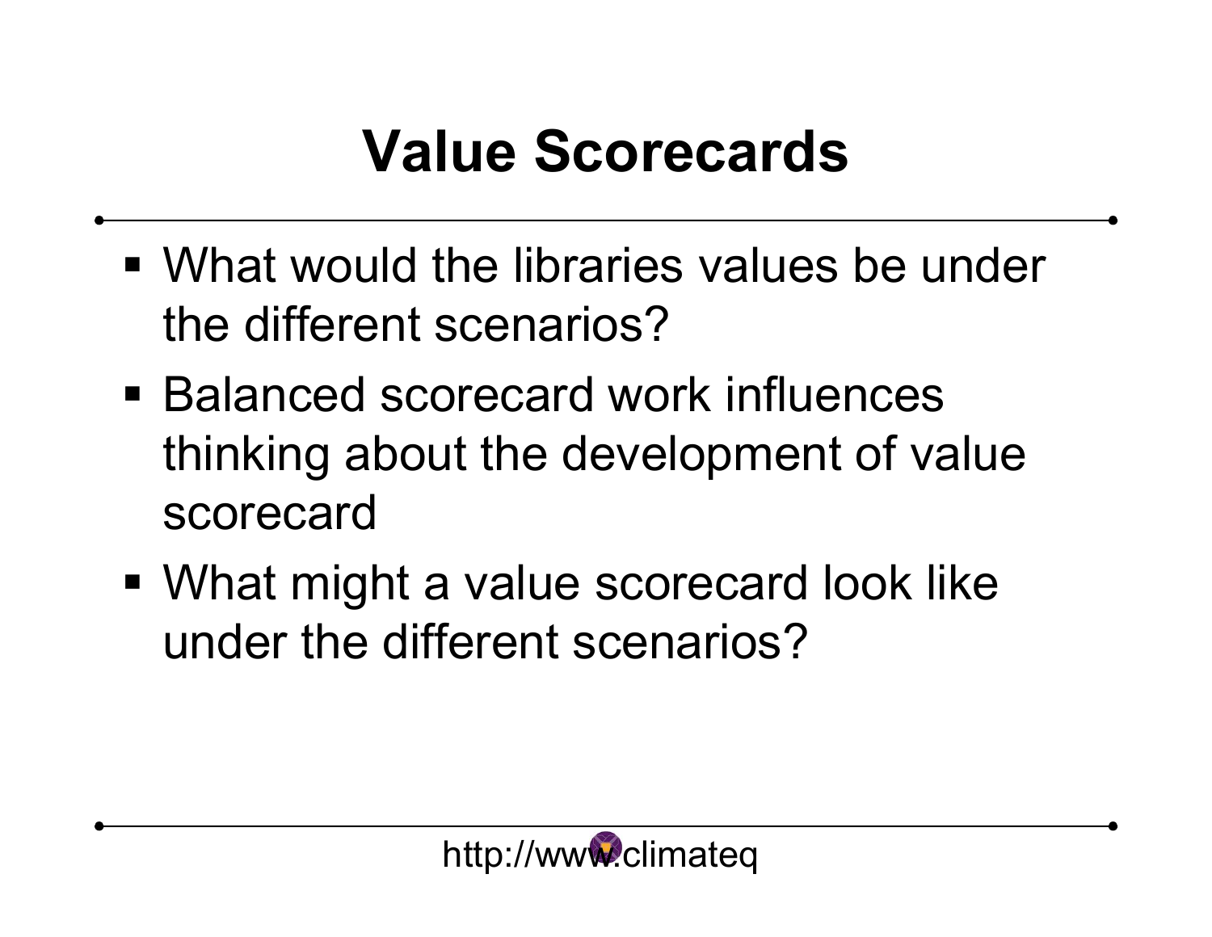# Value Scorecards

- What would the libraries values be under the different scenarios?
- Balanced scorecard work influences thinking about the development of value scorecard
- What might a value scorecard look like under the different scenarios?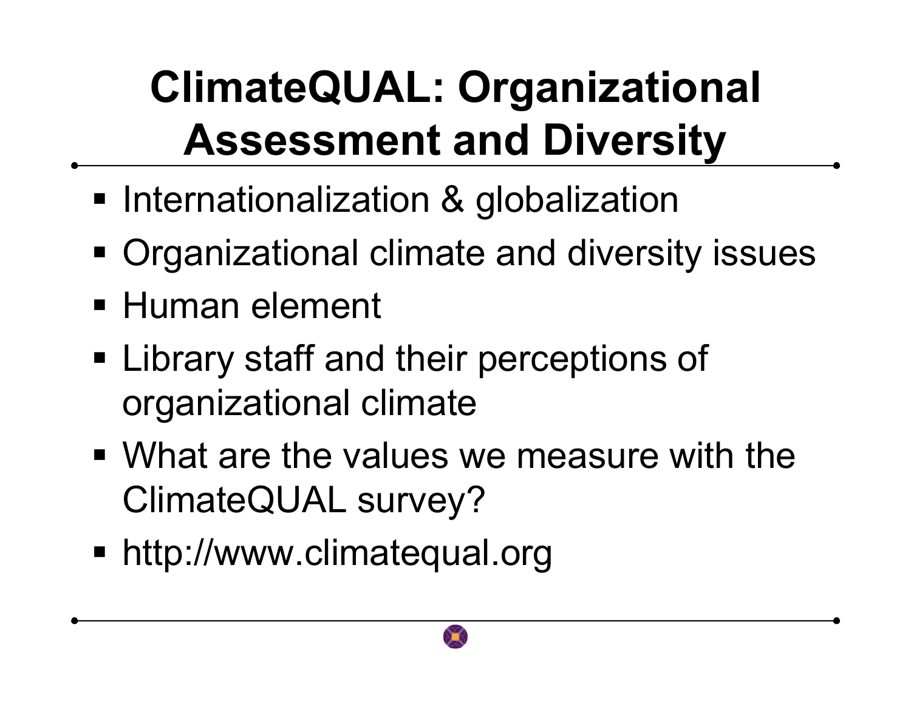# ClimateQUAL: Organizational Assessment and Diversity

- Internationalization & globalization
- Organizational climate and diversity issues
- Human element
- Library staff and their perceptions of organizational climate
- What are the values we measure with the ClimateQUAL survey?
- http://www.climatequal.org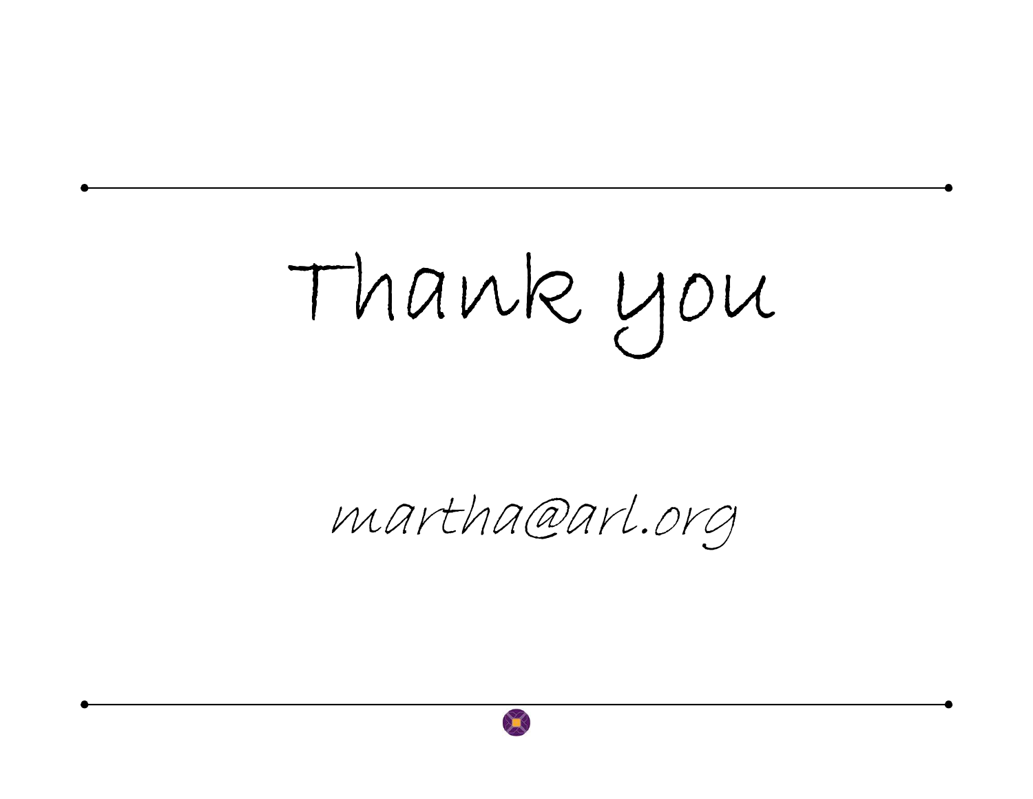# Thank you

martha@arl.org